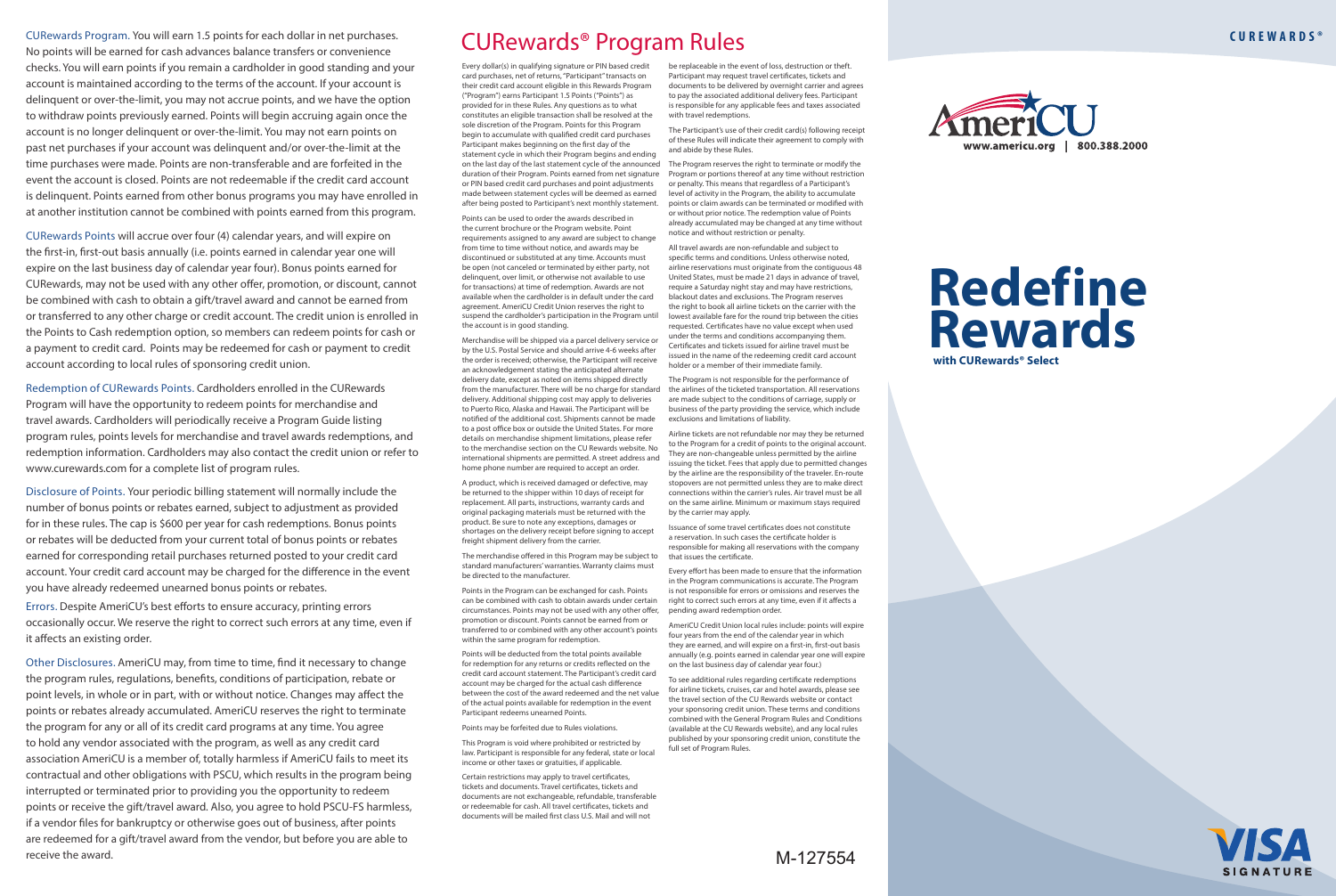CURewards Program. You will earn 1.5 points for each dollar in net purchases. No points will be earned for cash advances balance transfers or convenience checks. You will earn points if you remain a cardholder in good standing and your account is maintained according to the terms of the account. If your account is delinquent or over-the-limit, you may not accrue points, and we have the option to withdraw points previously earned. Points will begin accruing again once the account is no longer delinquent or over-the-limit. You may not earn points on past net purchases if your account was delinquent and/or over-the-limit at the time purchases were made. Points are non-transferable and are forfeited in the event the account is closed. Points are not redeemable if the credit card account is delinquent. Points earned from other bonus programs you may have enrolled in at another institution cannot be combined with points earned from this program.

CURewards Points will accrue over four (4) calendar years, and will expire on the first-in, first-out basis annually (i.e. points earned in calendar year one will expire on the last business day of calendar year four). Bonus points earned for CUMewards, may not be used with any other offer, promotion, or discount, cannot be combined with cash to obtain a gift/travel award and cannot be earned from or transferred to any other charge or credit account. The credit union is enrolled in the Points to Cash redemption option, so members can redeem points for cash or a payment to credit card. Points may be redeemed for cash or payment to credit account according to local rules of sponsoring credit union.

Redemption of CUMewards Points. Cardholders enrolled in the CUMewards Program will have the opportunity to redeem points for merchandise and travel awards. Cardholders will periodically receive a Program Guide listing program rules, points levels for merchandise and travel awards redemptions, and redemption information. Cardholders may also contact the credit union or refer to www.curewards.com for a complete list of program rules.

Disclosure of Points. Your periodic billing statement will normally include the number of bonus points or rebates earned, subject to adjustment as provided for in these rules. The cap is $600 per year for cash redemptions. Bonus points or rebates will be deducted from your current total of bonus points or rebates earned for corresponding retail purchases returned posted to your credit card account. Your credit card account may be charged for the difference in the event you have already redeemed unearned bonus points or rebates.

Errors. Despite AmeriCU's best efforts to ensure accuracy, printing errors occasionally occur. We reserve the right to correct such errors at any time, even if it affects an existing order.

Other Disclosures. AmeriCU may, from time to time, find it necessary to change the program rules, regulations, benefits, conditions of participation, rebate or point levels, in whole or in part, with or without notice. Changes may affect the points or rebates already accumulated. AmeriCU reserves the right to terminate the program for any or all of its credit card programs at any time. You agree to hold any vendor associated with the program, as well as any credit card association AmeriCU is a member of, totally harmless if AmeriCU fails to meet its contractual and other obligations with PSCU, which results in the program being interrupted or terminated prior to providing you the opportunity to redeem points or receive the gift/travel award. Also, you agree to hold PSCU-FS harmless, if a vendor files for bankruptcy or otherwise goes out of business, after points are redeemed for a gift/travel award from the vendor, but before you are able to receive the award.

# CUMewards® Program Rules

Every dollar(s) in qualifying signature or PIN based credit card purchases, net of returns, "Participant" transacts on their credit card account eligible in this Rewards Program ("Program") earns Participant 1.5 Points ("Points") as provided for in these Rules. Any questions as to what constitutes an eligible transaction shall be resolved at the sole discretion of the Program. Points for this Program begin to accumulate with qualified credit card purchases Participant makes beginning on the first day of the statement cycle in which their Program begins and ending on the last day of the last statement cycle of the announced duration of their Program. Points earned from net signature or PIN based credit card purchases and point adjustments made between statement cycles will be deemed as earned after being posted to Participant's next monthly statement.

Points can be used to order the awards described in the current brochure or the Program website. Point requirements assigned to any award are subject to change from time to time without notice, and awards may be discontinued or substituted at any time. Accounts must be open (not canceled or terminated by either party, not delinquent, over limit, or otherwise not available to use for transactions) at time of redemption. Awards are not available when the cardholder is in default under the card agreement. AmeriCU Credit Union reserves the right to suspend the cardholder's participation in the Program until the account is in good standing.

Merchandise will be shipped via a parcel delivery service or by the U.S. Postal Service and should arrive 4-6 weeks after the order is received; otherwise, the Participant will receive an acknowledgement stating the anticipated alternate delivery date, except as noted on items shipped directly from the manufacturer. There will be no charge for standard delivery. Additional shipping cost may apply to deliveries to Puerto Rico, Alaska and Hawaii. The Participant will be notified of the additional cost. Shipments cannot be made to a post office box or outside the United States. For more details on merchandise shipment limitations, please refer to the merchandise section on the CU Rewards website. No international shipments are permitted. A street address and home phone number are required to accept an order.

A product, which is received damaged or defective, may be returned to the shipper within 10 days of receipt for replacement. All parts, instructions, warranty cards and original packaging materials must be returned with the product. Be sure to note any exceptions, damages or shortages on the delivery receipt before signing to accept freight shipment delivery from the carrier.

The merchandise offered in this Program may be subject to standard manufacturers' warranties. Warranty claims must be directed to the manufacturer.

Points in the Program can be exchanged for cash. Points can be combined with cash to obtain awards under certain circumstances. Points may not be used with any other offer, promotion or discount. Points cannot be earned from or transferred to or combined with any other account's points within the same program for redemption.

Points will be deducted from the total points available for redemption for any returns or credits reflected on the credit card account statement. The Participant's credit card account may be charged for the actual cash difference between the cost of the award redeemed and the net value of the actual points available for redemption in the event Participant redeems unearned Points.

Points may be forfeited due to Rules violations.

This Program is void where prohibited or restricted by law. Participant is responsible for any federal, state or local income or other taxes or gratuities, if applicable.

Certain restrictions may apply to travel certificates, tickets and documents. Travel certificates, tickets and documents are not exchangeable, refundable, transferable or redeemable for cash. All travel certificates, tickets and documents will be mailed first class U.S. Mail and will not be replaceable in the event of loss, destruction or theft. Participant may request travel certificates, tickets and documents to be delivered by overnight carrier and agrees to pay the associated additional delivery fees. Participant is responsible for any applicable fees and taxes associated with travel redemptions.

The Participant's use of their credit card(s) following receipt of these Rules will indicate their agreement to comply with and abide by these Rules.

The Program reserves the right to terminate or modify the Program or portions thereof at any time without restriction or penalty. This means that regardless of a Participant's level of activity in the Program, the ability to accumulate points or claim awards can be terminated or modified with or without prior notice. The redemption value of Points already accumulated may be changed at any time without notice and without restriction or penalty.

All travel awards are non-refundable and subject to specific terms and conditions. Unless otherwise noted, airline reservations must originate from the contiguous 48 United States, must be made 21 days in advance of travel, require a Saturday night stay and may have restrictions, blackout dates and exclusions. The Program reserves the right to book all airline tickets on the carrier with the lowest available fare for the round trip between the cities requested. Certificates have no value except when used under the terms and conditions accompanying them. Certificates and tickets issued for airline travel must be issued in the name of the redeeming credit card account holder or a member of their immediate family.

The Program is not responsible for the performance of the airlines of the ticketed transportation. All reservations are made subject to the conditions of carriage, supply or business of the party providing the service, which include exclusions and limitations of liability.

Airline tickets are not refundable nor may they be returned to the Program for a credit of points to the original account. They are non-changeable unless permitted by the airline issuing the ticket. Fees that apply due to permitted changes by the airline are the responsibility of the traveler. En-route stopovers are not permitted unless they are to make direct connections within the carrier's rules. Air travel must be all on the same airline. Minimum or maximum stays required by the carrier may apply.

Issuance of some travel certificates does not constitute a reservation. In such cases the certificate holder is responsible for making all reservations with the company that issues the certificate.

Every effort has been made to ensure that the information in the Program communications is accurate. The Program is not responsible for errors or omissions and reserves the right to correct such errors at any time, even if it affects a pending award redemption order.

AmeriCU Credit Union local rules include: points will expire four years from the end of the calendar year in which they are earned, and will expire on a first-in, first-out basis annually (e.g. points earned in calendar year one will expire on the last business day of calendar year four.)

To see additional rules regarding certificate redemptions for airline tickets, cruises, car and hotel awards, please see the travel section of the CU Rewards website or contact your sponsoring credit union. These terms and conditions combined with the General Program Rules and Conditions (available at the CU Rewards website), and any local rules published by your sponsoring credit union, constitute the full set of Program Rules.

M-127554

CUREWARDS®

AmeriCU
www.americu.org | 800.388.2000

# Redefine Rewards

**with CUMewards® Select**

VISA SIGNATURE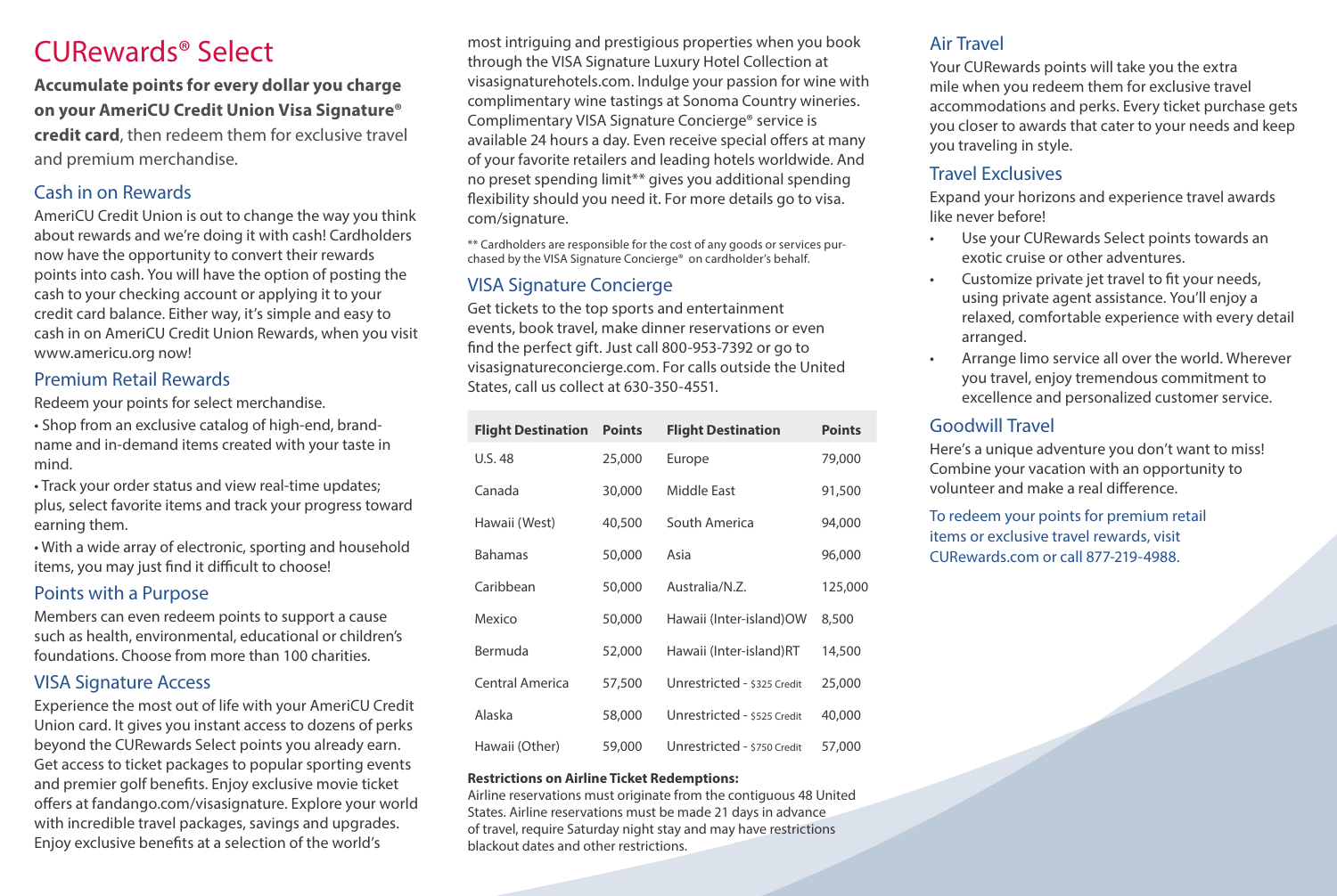# CURewards® Select

**Accumulate points for every dollar you charge on your AmeriCU Credit Union Visa Signature® credit card**, then redeem them for exclusive travel and premium merchandise.

## Cash in on Rewards

AmeriCU Credit Union is out to change the way you think about rewards and we're doing it with cash! Cardholders now have the opportunity to convert their rewards points into cash. You will have the option of posting the cash to your checking account or applying it to your credit card balance. Either way, it's simple and easy to cash in on AmeriCU Credit Union Rewards, when you visit www.americu.org now!

## Premium Retail Rewards

Redeem your points for select merchandise.

• Shop from an exclusive catalog of high-end, brand-name and in-demand items created with your taste in mind.

• Track your order status and view real-time updates; plus, select favorite items and track your progress toward earning them.

• With a wide array of electronic, sporting and household items, you may just find it difficult to choose!

## Points with a Purpose

Members can even redeem points to support a cause such as health, environmental, educational or children's foundations. Choose from more than 100 charities.

## VISA Signature Access

Experience the most out of life with your AmeriCU Credit Union card. It gives you instant access to dozens of perks beyond the CURewards Select points you already earn. Get access to ticket packages to popular sporting events and premier golf benefits. Enjoy exclusive movie ticket offers at fandango.com/visasignature. Explore your world with incredible travel packages, savings and upgrades. Enjoy exclusive benefits at a selection of the world's most intriguing and prestigious properties when you book through the VISA Signature Luxury Hotel Collection at visasignaturehotels.com. Indulge your passion for wine with complimentary wine tastings at Sonoma Country wineries. Complimentary VISA Signature Concierge® service is available 24 hours a day. Even receive special offers at many of your favorite retailers and leading hotels worldwide. And no preset spending limit** gives you additional spending flexibility should you need it. For more details go to visa.com/signature.

** Cardholders are responsible for the cost of any goods or services purchased by the VISA Signature Concierge® on cardholder's behalf.

## VISA Signature Concierge

Get tickets to the top sports and entertainment events, book travel, make dinner reservations or even find the perfect gift. Just call 800-953-7392 or go to visasignatureconcierge.com. For calls outside the United States, call us collect at 630-350-4551.

| Flight Destination | Points | Flight Destination | Points |
|---|---|---|---|
| U.S. 48 | 25,000 | Europe | 79,000 |
| Canada | 30,000 | Middle East | 91,500 |
| Hawaii (West) | 40,500 | South America | 94,000 |
| Bahamas | 50,000 | Asia | 96,000 |
| Caribbean | 50,000 | Australia/N.Z. | 125,000 |
| Mexico | 50,000 | Hawaii (Inter-island)OW | 8,500 |
| Bermuda | 52,000 | Hawaii (Inter-island)RT | 14,500 |
| Central America | 57,500 | Unrestricted - $325 Credit | 25,000 |
| Alaska | 58,000 | Unrestricted - $525 Credit | 40,000 |
| Hawaii (Other) | 59,000 | Unrestricted - $750 Credit | 57,000 |

**Restrictions on Airline Ticket Redemptions:**
Airline reservations must originate from the contiguous 48 United States. Airline reservations must be made 21 days in advance of travel, require Saturday night stay and may have restrictions blackout dates and other restrictions.

## Air Travel

Your CURewards points will take you the extra mile when you redeem them for exclusive travel accommodations and perks. Every ticket purchase gets you closer to awards that cater to your needs and keep you traveling in style.

## Travel Exclusives

Expand your horizons and experience travel awards like never before!

- Use your CURewards Select points towards an exotic cruise or other adventures.
- Customize private jet travel to fit your needs, using private agent assistance. You'll enjoy a relaxed, comfortable experience with every detail arranged.
- Arrange limo service all over the world. Wherever you travel, enjoy tremendous commitment to excellence and personalized customer service.

## Goodwill Travel

Here's a unique adventure you don't want to miss! Combine your vacation with an opportunity to volunteer and make a real difference.

To redeem your points for premium retail items or exclusive travel rewards, visit CURewards.com or call 877-219-4988.